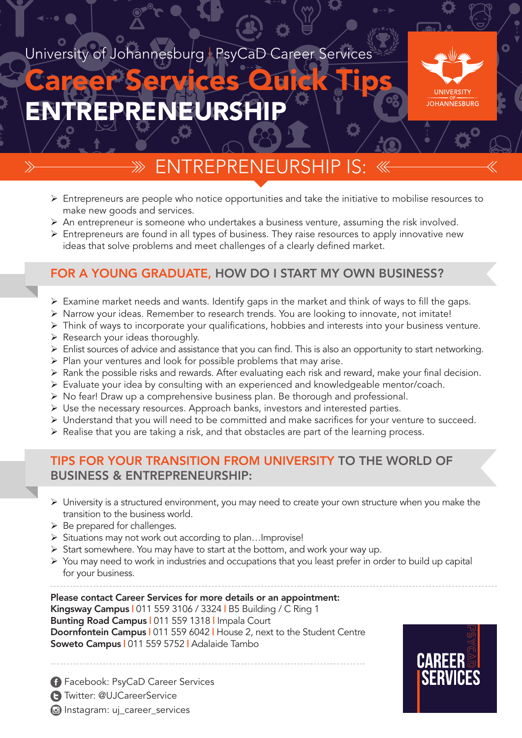University of Johannesburg | PsyCaD Career Services

# Career Services Quick Tips
# ENTREPRENEURSHIP

UNIVERSITY OF JOHANNESBURG

## ENTREPRENEURSHIP IS:

- Entrepreneurs are people who notice opportunities and take the initiative to mobilise resources to make new goods and services.
- An entrepreneur is someone who undertakes a business venture, assuming the risk involved.
- Entrepreneurs are found in all types of business. They raise resources to apply innovative new ideas that solve problems and meet challenges of a clearly defined market.

## FOR A YOUNG GRADUATE, HOW DO I START MY OWN BUSINESS?

- Examine market needs and wants. Identify gaps in the market and think of ways to fill the gaps.
- Narrow your ideas. Remember to research trends. You are looking to innovate, not imitate!
- Think of ways to incorporate your qualifications, hobbies and interests into your business venture.
- Research your ideas thoroughly.
- Enlist sources of advice and assistance that you can find. This is also an opportunity to start networking.
- Plan your ventures and look for possible problems that may arise.
- Rank the possible risks and rewards. After evaluating each risk and reward, make your final decision.
- Evaluate your idea by consulting with an experienced and knowledgeable mentor/coach.
- No fear! Draw up a comprehensive business plan. Be thorough and professional.
- Use the necessary resources. Approach banks, investors and interested parties.
- Understand that you will need to be committed and make sacrifices for your venture to succeed.
- Realise that you are taking a risk, and that obstacles are part of the learning process.

## TIPS FOR YOUR TRANSITION FROM UNIVERSITY TO THE WORLD OF BUSINESS & ENTREPRENEURSHIP:

- University is a structured environment, you may need to create your own structure when you make the transition to the business world.
- Be prepared for challenges.
- Situations may not work out according to plan…Improvise!
- Start somewhere. You may have to start at the bottom, and work your way up.
- You may need to work in industries and occupations that you least prefer in order to build up capital for your business.

---

**Please contact Career Services for more details or an appointment:**
**Kingsway Campus** | 011 559 3106 / 3324 | B5 Building / C Ring 1
**Bunting Road Campus** | 011 559 1318 | Impala Court
**Doornfontein Campus** | 011 559 6042 | House 2, next to the Student Centre
**Soweto Campus** | 011 559 5752 | Adalaide Tambo

---

Facebook: PsyCaD Career Services
Twitter: @UJCareerService
Instagram: uj_career_services

PSYCAD CAREER SERVICES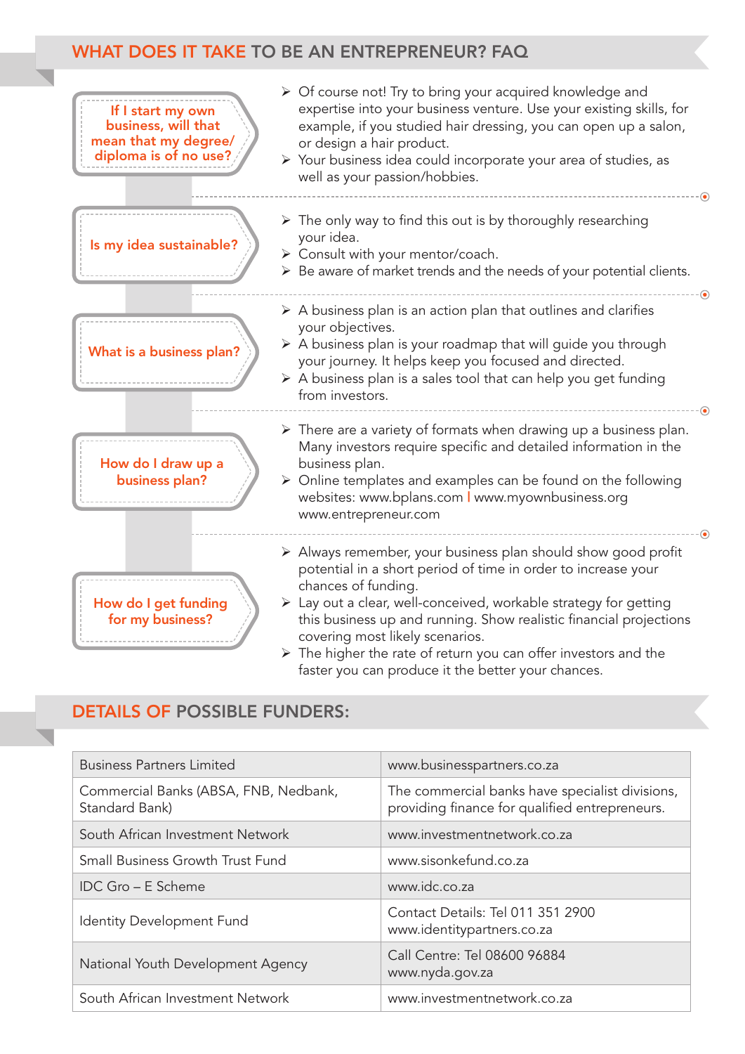## WHAT DOES IT TAKE TO BE AN ENTREPRENEUR? FAQ

**If I start my own business, will that mean that my degree/diploma is of no use?**

- Of course not! Try to bring your acquired knowledge and expertise into your business venture. Use your existing skills, for example, if you studied hair dressing, you can open up a salon, or design a hair product.
- Your business idea could incorporate your area of studies, as well as your passion/hobbies.

**Is my idea sustainable?**

- The only way to find this out is by thoroughly researching your idea.
- Consult with your mentor/coach.
- Be aware of market trends and the needs of your potential clients.

**What is a business plan?**

- A business plan is an action plan that outlines and clarifies your objectives.
- A business plan is your roadmap that will guide you through your journey. It helps keep you focused and directed.
- A business plan is a sales tool that can help you get funding from investors.

**How do I draw up a business plan?**

- There are a variety of formats when drawing up a business plan. Many investors require specific and detailed information in the business plan.
- Online templates and examples can be found on the following websites: www.bplans.com | www.myownbusiness.org www.entrepreneur.com

**How do I get funding for my business?**

- Always remember, your business plan should show good profit potential in a short period of time in order to increase your chances of funding.
- Lay out a clear, well-conceived, workable strategy for getting this business up and running. Show realistic financial projections covering most likely scenarios.
- The higher the rate of return you can offer investors and the faster you can produce it the better your chances.

## DETAILS OF POSSIBLE FUNDERS:

| | |
|---|---|
| Business Partners Limited | www.businesspartners.co.za |
| Commercial Banks (ABSA, FNB, Nedbank, Standard Bank) | The commercial banks have specialist divisions, providing finance for qualified entrepreneurs. |
| South African Investment Network | www.investmentnetwork.co.za |
| Small Business Growth Trust Fund | www.sisonkefund.co.za |
| IDC Gro – E Scheme | www.idc.co.za |
| Identity Development Fund | Contact Details: Tel 011 351 2900 www.identitypartners.co.za |
| National Youth Development Agency | Call Centre: Tel 08600 96884 www.nyda.gov.za |
| South African Investment Network | www.investmentnetwork.co.za |